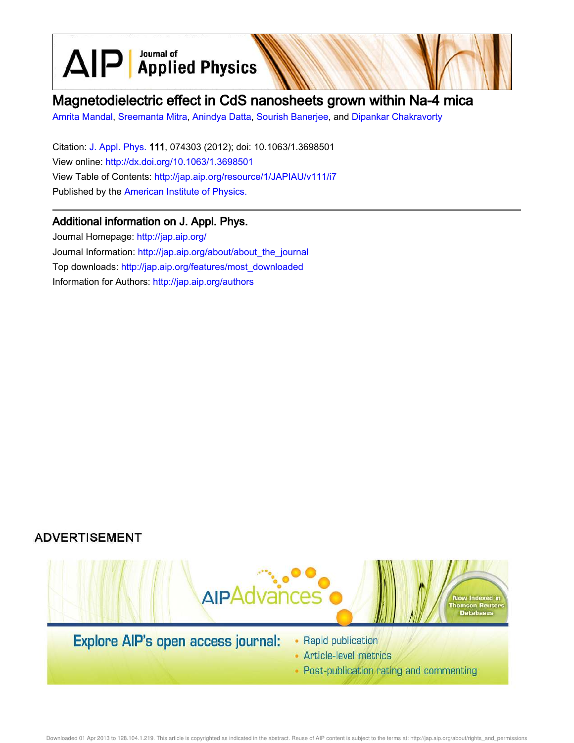# Magnetodielectric effect in CdS nanosheets grown within Na-4 mica

Amrita Mandal, Sreemanta Mitra, Anindya Datta, Sourish Banerjee, and Dipankar Chakravorty

Citation: J. Appl. Phys. **111**, 074303 (2012); doi: 10.1063/1.3698501

View online: http://dx.doi.org/10.1063/1.3698501

View Table of Contents: http://jap.aip.org/resource/1/JAPIAU/v111/i7

Published by the American Institute of Physics.

## Additional information on J. Appl. Phys.

Journal Homepage: http://jap.aip.org/

Journal Information: http://jap.aip.org/about/about_the_journal

Top downloads: http://jap.aip.org/features/most_downloaded

Information for Authors: http://jap.aip.org/authors

ADVERTISEMENT

AIPAdvances

Now Indexed in Thomson Reuters Databases

Explore AIP's open access journal:

- Rapid publication
- Article-level metrics
- Post-publication rating and commenting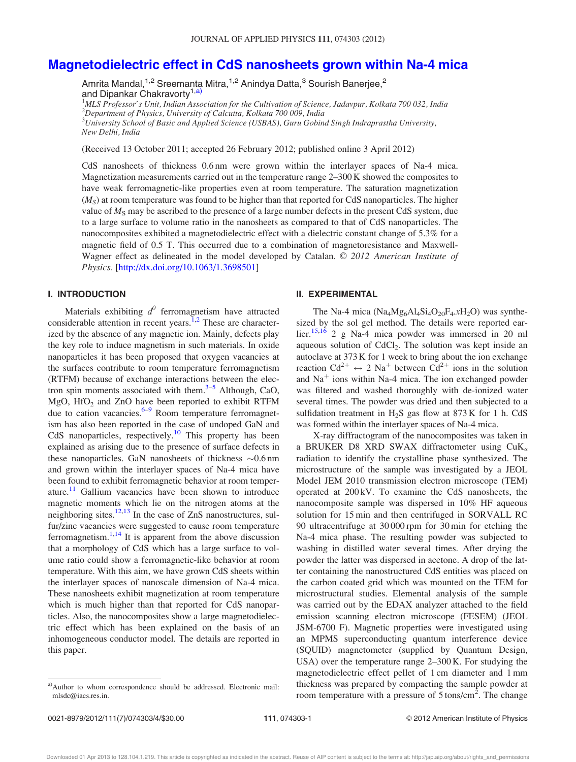# Magnetodielectric effect in CdS nanosheets grown within Na-4 mica

Amrita Mandal,[1,2] Sreemanta Mitra,[1,2] Anindya Datta,[3] Sourish Banerjee,[2] and Dipankar Chakravorty[1,a)]

[1]MLS Professor's Unit, Indian Association for the Cultivation of Science, Jadavpur, Kolkata 700 032, India
[2]Department of Physics, University of Calcutta, Kolkata 700 009, India
[3]University School of Basic and Applied Science (USBAS), Guru Gobind Singh Indraprastha University, New Delhi, India

(Received 13 October 2011; accepted 26 February 2012; published online 3 April 2012)

CdS nanosheets of thickness 0.6 nm were grown within the interlayer spaces of Na-4 mica. Magnetization measurements carried out in the temperature range 2–300 K showed the composites to have weak ferromagnetic-like properties even at room temperature. The saturation magnetization ($M_S$) at room temperature was found to be higher than that reported for CdS nanoparticles. The higher value of $M_S$ may be ascribed to the presence of a large number defects in the present CdS system, due to a large surface to volume ratio in the nanosheets as compared to that of CdS nanoparticles. The nanocomposites exhibited a magnetodielectric effect with a dielectric constant change of 5.3% for a magnetic field of 0.5 T. This occurred due to a combination of magnetoresistance and Maxwell-Wagner effect as delineated in the model developed by Catalan. © 2012 American Institute of Physics. [http://dx.doi.org/10.1063/1.3698501]

## I. INTRODUCTION

Materials exhibiting $d^0$ ferromagnetism have attracted considerable attention in recent years.[1,2] These are characterized by the absence of any magnetic ion. Mainly, defects play the key role to induce magnetism in such materials. In oxide nanoparticles it has been proposed that oxygen vacancies at the surfaces contribute to room temperature ferromagnetism (RTFM) because of exchange interactions between the electron spin moments associated with them.[3–5] Although, CaO, MgO, $HfO_2$ and ZnO have been reported to exhibit RTFM due to cation vacancies.[6–9] Room temperature ferromagnetism has also been reported in the case of undoped GaN and CdS nanoparticles, respectively.[10] This property has been explained as arising due to the presence of surface defects in these nanoparticles. GaN nanosheets of thickness ~0.6 nm and grown within the interlayer spaces of Na-4 mica have been found to exhibit ferromagnetic behavior at room temperature.[11] Gallium vacancies have been shown to introduce magnetic moments which lie on the nitrogen atoms at the neighboring sites.[12,13] In the case of ZnS nanostructures, sulfur/zinc vacancies were suggested to cause room temperature ferromagnetism.[1,14] It is apparent from the above discussion that a morphology of CdS which has a large surface to volume ratio could show a ferromagnetic-like behavior at room temperature. With this aim, we have grown CdS sheets within the interlayer spaces of nanoscale dimension of Na-4 mica. These nanosheets exhibit magnetization at room temperature which is much higher than that reported for CdS nanoparticles. Also, the nanocomposites show a large magnetodielectric effect which has been explained on the basis of an inhomogeneous conductor model. The details are reported in this paper.

## II. EXPERIMENTAL

The Na-4 mica ($Na_4Mg_6Al_4Si_4O_{20}F_4.xH_2O$) was synthesized by the sol gel method. The details were reported earlier.[15,16] 2 g Na-4 mica powder was immersed in 20 ml aqueous solution of $CdCl_2$. The solution was kept inside an autoclave at 373 K for 1 week to bring about the ion exchange reaction $Cd^{2+} \leftrightarrow 2\ Na^+$ between $Cd^{2+}$ ions in the solution and $Na^+$ ions within Na-4 mica. The ion exchanged powder was filtered and washed thoroughly with de-ionized water several times. The powder was dried and then subjected to a sulfidation treatment in $H_2S$ gas flow at 873 K for 1 h. CdS was formed within the interlayer spaces of Na-4 mica.

X-ray diffractogram of the nanocomposites was taken in a BRUKER D8 XRD SWAX diffractometer using $CuK_\alpha$ radiation to identify the crystalline phase synthesized. The microstructure of the sample was investigated by a JEOL Model JEM 2010 transmission electron microscope (TEM) operated at 200 kV. To examine the CdS nanosheets, the nanocomposite sample was dispersed in 10% HF aqueous solution for 15 min and then centrifuged in SORVALL RC 90 ultracentrifuge at 30 000 rpm for 30 min for etching the Na-4 mica phase. The resulting powder was subjected to washing in distilled water several times. After drying the powder the latter was dispersed in acetone. A drop of the latter containing the nanostructured CdS entities was placed on the carbon coated grid which was mounted on the TEM for microstructural studies. Elemental analysis of the sample was carried out by the EDAX analyzer attached to the field emission scanning electron microscope (FESEM) (JEOL JSM-6700 F). Magnetic properties were investigated using an MPMS superconducting quantum interference device (SQUID) magnetometer (supplied by Quantum Design, USA) over the temperature range 2–300 K. For studying the magnetodielectric effect pellet of 1 cm diameter and 1 mm thickness was prepared by compacting the sample powder at room temperature with a pressure of 5 tons/cm². The change

a)Author to whom correspondence should be addressed. Electronic mail: mlsdc@iacs.res.in.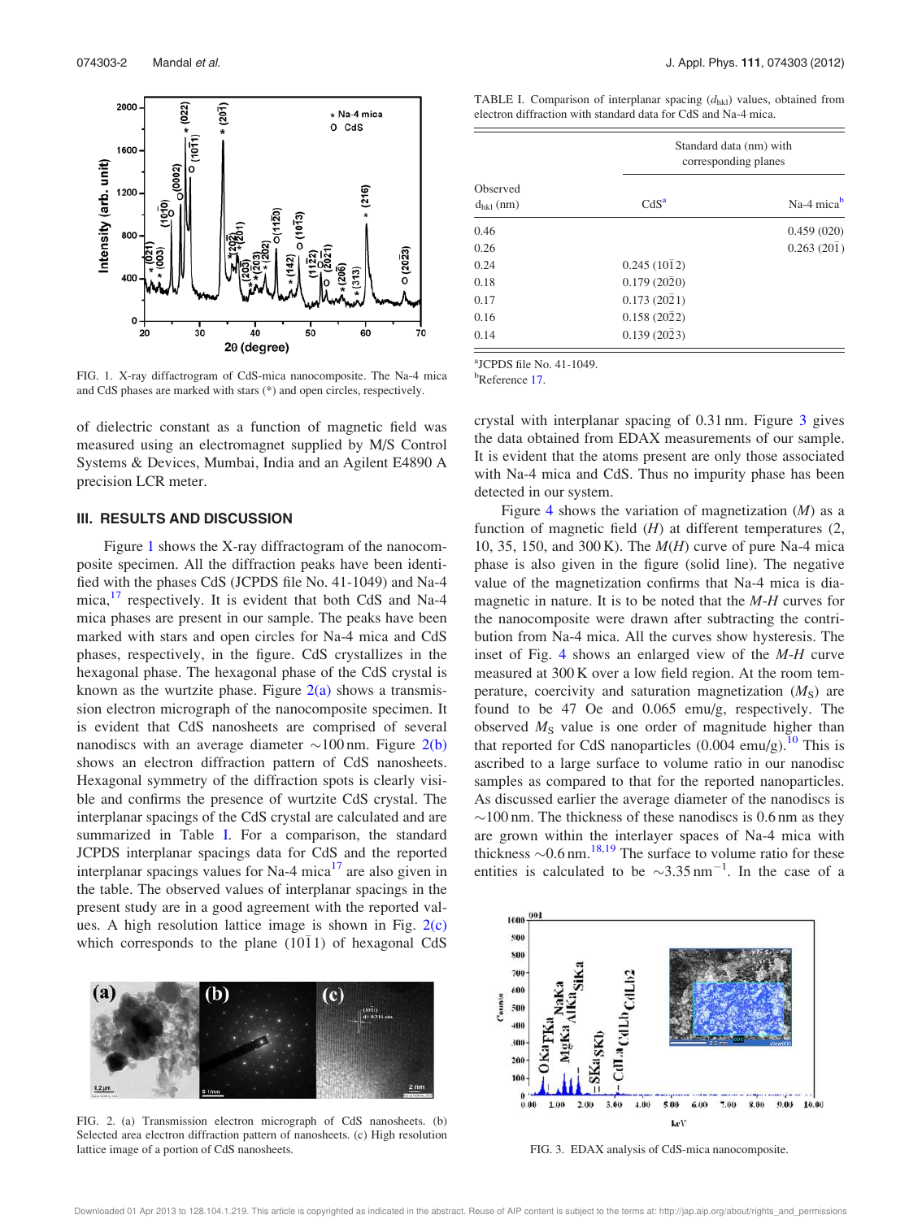FIG. 1. X-ray diffractogram of CdS-mica nanocomposite. The Na-4 mica and CdS phases are marked with stars (*) and open circles, respectively.

of dielectric constant as a function of magnetic field was measured using an electromagnet supplied by M/S Control Systems & Devices, Mumbai, India and an Agilent E4890 A precision LCR meter.

## III. RESULTS AND DISCUSSION

Figure 1 shows the X-ray diffractogram of the nanocomposite specimen. All the diffraction peaks have been identified with the phases CdS (JCPDS file No. 41-1049) and Na-4 mica,[17] respectively. It is evident that both CdS and Na-4 mica phases are present in our sample. The peaks have been marked with stars and open circles for Na-4 mica and CdS phases, respectively, in the figure. CdS crystallizes in the hexagonal phase. The hexagonal phase of the CdS crystal is known as the wurtzite phase. Figure 2(a) shows a transmission electron micrograph of the nanocomposite specimen. It is evident that CdS nanosheets are comprised of several nanodiscs with an average diameter ~100 nm. Figure 2(b) shows an electron diffraction pattern of CdS nanosheets. Hexagonal symmetry of the diffraction spots is clearly visible and confirms the presence of wurtzite CdS crystal. The interplanar spacings of the CdS crystal are calculated and are summarized in Table I. For a comparison, the standard JCPDS interplanar spacings data for CdS and the reported interplanar spacings values for Na-4 mica[17] are also given in the table. The observed values of interplanar spacings in the present study are in a good agreement with the reported values. A high resolution lattice image is shown in Fig. 2(c) which corresponds to the plane $(10\bar{1}1)$ of hexagonal CdS crystal with interplanar spacing of 0.31 nm. Figure 3 gives the data obtained from EDAX measurements of our sample. It is evident that the atoms present are only those associated with Na-4 mica and CdS. Thus no impurity phase has been detected in our system.

TABLE I. Comparison of interplanar spacing ($d_{hkl}$) values, obtained from electron diffraction with standard data for CdS and Na-4 mica.

| Observed $d_{hkl}$ (nm) | Standard data (nm) with corresponding planes: CdS[a] | Na-4 mica[b] |
|---|---|---|
| 0.46 | | 0.459 (020) |
| 0.26 | | 0.263 $(20\bar{1})$ |
| 0.24 | 0.245 $(10\bar{1}2)$ | |
| 0.18 | 0.179 $(20\bar{2}0)$ | |
| 0.17 | 0.173 $(20\bar{2}1)$ | |
| 0.16 | 0.158 $(20\bar{2}2)$ | |
| 0.14 | 0.139 $(20\bar{2}3)$ | |

[a]JCPDS file No. 41-1049.
[b]Reference 17.

Figure 4 shows the variation of magnetization ($M$) as a function of magnetic field ($H$) at different temperatures (2, 10, 35, 150, and 300 K). The $M(H)$ curve of pure Na-4 mica phase is also given in the figure (solid line). The negative value of the magnetization confirms that Na-4 mica is diamagnetic in nature. It is to be noted that the $M$-$H$ curves for the nanocomposite were drawn after subtracting the contribution from Na-4 mica. All the curves show hysteresis. The inset of Fig. 4 shows an enlarged view of the $M$-$H$ curve measured at 300 K over a low field region. At the room temperature, coercivity and saturation magnetization ($M_S$) are found to be 47 Oe and 0.065 emu/g, respectively. The observed $M_S$ value is one order of magnitude higher than that reported for CdS nanoparticles (0.004 emu/g).[10] This is ascribed to a large surface to volume ratio in our nanodisc samples as compared to that for the reported nanoparticles. As discussed earlier the average diameter of the nanodiscs is ~100 nm. The thickness of these nanodiscs is 0.6 nm as they are grown within the interlayer spaces of Na-4 mica with thickness ~0.6 nm.[18,19] The surface to volume ratio for these entities is calculated to be ~3.35 nm$^{-1}$. In the case of a

FIG. 2. (a) Transmission electron micrograph of CdS nanosheets. (b) Selected area electron diffraction pattern of nanosheets. (c) High resolution lattice image of a portion of CdS nanosheets.

FIG. 3. EDAX analysis of CdS-mica nanocomposite.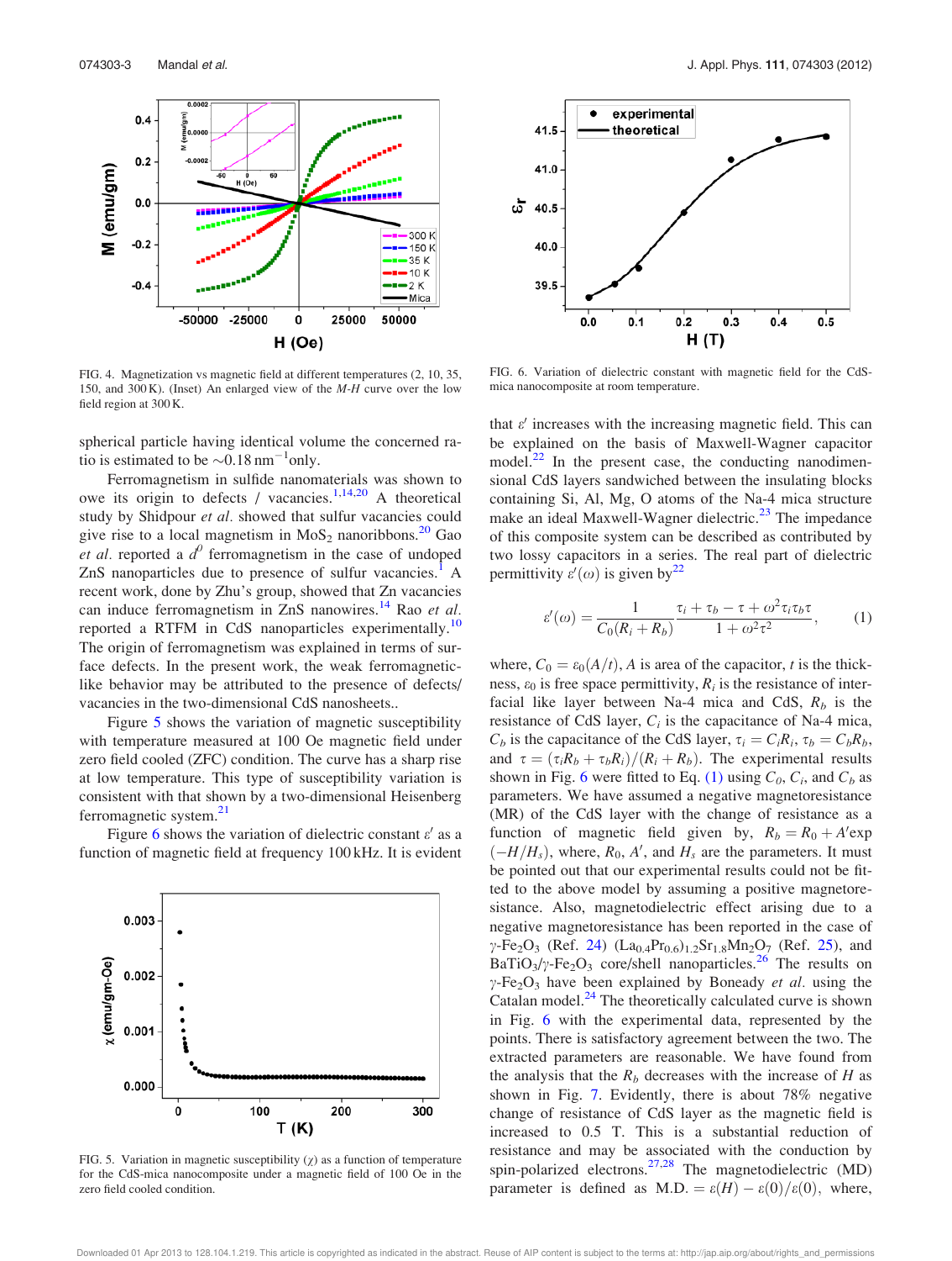FIG. 4. Magnetization vs magnetic field at different temperatures (2, 10, 35, 150, and 300 K). (Inset) An enlarged view of the *M-H* curve over the low field region at 300 K.

FIG. 5. Variation in magnetic susceptibility ($\chi$) as a function of temperature for the CdS-mica nanocomposite under a magnetic field of 100 Oe in the zero field cooled condition.

FIG. 6. Variation of dielectric constant with magnetic field for the CdS-mica nanocomposite at room temperature.

spherical particle having identical volume the concerned ratio is estimated to be $\sim$0.18 nm$^{-1}$only.

Ferromagnetism in sulfide nanomaterials was shown to owe its origin to defects / vacancies.[1,14,20] A theoretical study by Shidpour *et al.* showed that sulfur vacancies could give rise to a local magnetism in $MoS_2$ nanoribbons.[20] Gao *et al.* reported a $d^0$ ferromagnetism in the case of undoped ZnS nanoparticles due to presence of sulfur vacancies.[1] A recent work, done by Zhu's group, showed that Zn vacancies can induce ferromagnetism in ZnS nanowires.[14] Rao *et al.* reported a RTFM in CdS nanoparticles experimentally.[10] The origin of ferromagnetism was explained in terms of surface defects. In the present work, the weak ferromagnetic-like behavior may be attributed to the presence of defects/vacancies in the two-dimensional CdS nanosheets..

Figure 5 shows the variation of magnetic susceptibility with temperature measured at 100 Oe magnetic field under zero field cooled (ZFC) condition. The curve has a sharp rise at low temperature. This type of susceptibility variation is consistent with that shown by a two-dimensional Heisenberg ferromagnetic system.[21]

Figure 6 shows the variation of dielectric constant $\varepsilon'$ as a function of magnetic field at frequency 100 kHz. It is evident that $\varepsilon'$ increases with the increasing magnetic field. This can be explained on the basis of Maxwell-Wagner capacitor model.[22] In the present case, the conducting nanodimensional CdS layers sandwiched between the insulating blocks containing Si, Al, Mg, O atoms of the Na-4 mica structure make an ideal Maxwell-Wagner dielectric.[23] The impedance of this composite system can be described as contributed by two lossy capacitors in a series. The real part of dielectric permittivity $\varepsilon'(\omega)$ is given by[22]

$$\varepsilon'(\omega) = \frac{1}{C_0(R_i + R_b)} \frac{\tau_i + \tau_b - \tau + \omega^2 \tau_i \tau_b \tau}{1 + \omega^2 \tau^2}, \qquad (1)$$

where, $C_0 = \varepsilon_0(A/t)$, $A$ is area of the capacitor, $t$ is the thickness, $\varepsilon_0$ is free space permittivity, $R_i$ is the resistance of interfacial like layer between Na-4 mica and CdS, $R_b$ is the resistance of CdS layer, $C_i$ is the capacitance of Na-4 mica, $C_b$ is the capacitance of the CdS layer, $\tau_i = C_i R_i$, $\tau_b = C_b R_b$, and $\tau = (\tau_i R_b + \tau_b R_i)/(R_i + R_b)$. The experimental results shown in Fig. 6 were fitted to Eq. (1) using $C_0$, $C_i$, and $C_b$ as parameters. We have assumed a negative magnetoresistance (MR) of the CdS layer with the change of resistance as a function of magnetic field given by, $R_b = R_0 + A'\exp(-H/H_s)$, where, $R_0$, $A'$, and $H_s$ are the parameters. It must be pointed out that our experimental results could not be fitted to the above model by assuming a positive magnetoresistance. Also, magnetodielectric effect arising due to a negative magnetoresistance has been reported in the case of $\gamma$-$Fe_2O_3$ (Ref. 24) $(La_{0.4}Pr_{0.6})_{1.2}Sr_{1.8}Mn_2O_7$ (Ref. 25), and $BaTiO_3$/$\gamma$-$Fe_2O_3$ core/shell nanoparticles.[26] The results on $\gamma$-$Fe_2O_3$ have been explained by Boneady *et al.* using the Catalan model.[24] The theoretically calculated curve is shown in Fig. 6 with the experimental data, represented by the points. There is satisfactory agreement between the two. The extracted parameters are reasonable. We have found from the analysis that the $R_b$ decreases with the increase of $H$ as shown in Fig. 7. Evidently, there is about 78% negative change of resistance of CdS layer as the magnetic field is increased to 0.5 T. This is a substantial reduction of resistance and may be associated with the conduction by spin-polarized electrons.[27,28] The magnetodielectric (MD) parameter is defined as $\text{M.D.} = \varepsilon(H) - \varepsilon(0)/\varepsilon(0)$, where,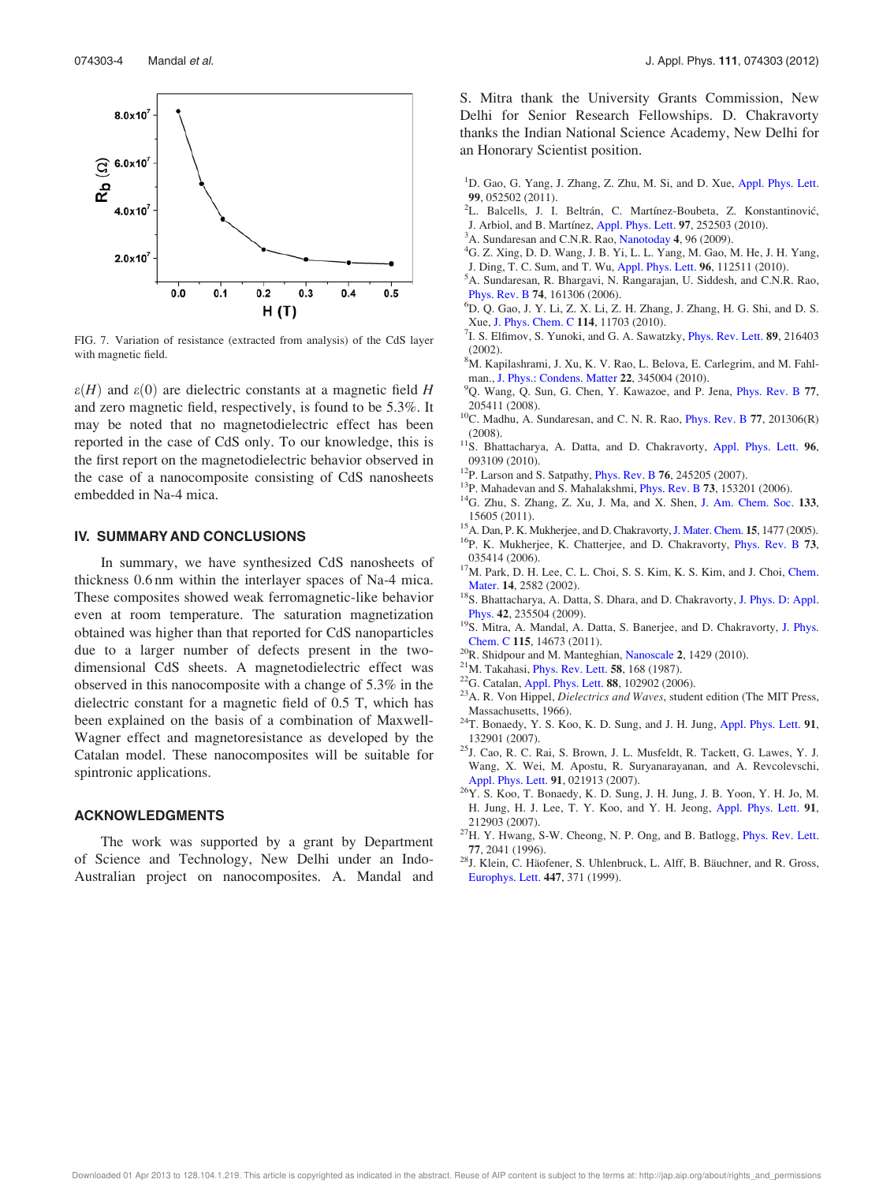8.0x10[7]
6.0x10[7]
4.0x10[7]
2.0x10[7]
$R_b$ (Ω)
0.0
0.1
0.2
0.3
0.4
0.5
H (T)

FIG. 7. Variation of resistance (extracted from analysis) of the CdS layer with magnetic field.

$\varepsilon(H)$ and $\varepsilon(0)$ are dielectric constants at a magnetic field $H$ and zero magnetic field, respectively, is found to be 5.3%. It may be noted that no magnetodielectric effect has been reported in the case of CdS only. To our knowledge, this is the first report on the magnetodielectric behavior observed in the case of a nanocomposite consisting of CdS nanosheets embedded in Na-4 mica.

## IV. SUMMARY AND CONCLUSIONS

In summary, we have synthesized CdS nanosheets of thickness 0.6 nm within the interlayer spaces of Na-4 mica. These composites showed weak ferromagnetic-like behavior even at room temperature. The saturation magnetization obtained was higher than that reported for CdS nanoparticles due to a larger number of defects present in the two-dimensional CdS sheets. A magnetodielectric effect was observed in this nanocomposite with a change of 5.3% in the dielectric constant for a magnetic field of 0.5 T, which has been explained on the basis of a combination of Maxwell-Wagner effect and magnetoresistance as developed by the Catalan model. These nanocomposites will be suitable for spintronic applications.

## ACKNOWLEDGMENTS

The work was supported by a grant by Department of Science and Technology, New Delhi under an Indo-Australian project on nanocomposites. A. Mandal and S. Mitra thank the University Grants Commission, New Delhi for Senior Research Fellowships. D. Chakravorty thanks the Indian National Science Academy, New Delhi for an Honorary Scientist position.

[1] D. Gao, G. Yang, J. Zhang, Z. Zhu, M. Si, and D. Xue, Appl. Phys. Lett. **99**, 052502 (2011).
[2] L. Balcells, J. I. Beltrán, C. Martínez-Boubeta, Z. Konstantinović, J. Arbiol, and B. Martínez, Appl. Phys. Lett. **97**, 252503 (2010).
[3] A. Sundaresan and C.N.R. Rao, Nanotoday **4**, 96 (2009).
[4] G. Z. Xing, D. D. Wang, J. B. Yi, L. L. Yang, M. Gao, M. He, J. H. Yang, J. Ding, T. C. Sum, and T. Wu, Appl. Phys. Lett. **96**, 112511 (2010).
[5] A. Sundaresan, R. Bhargavi, N. Rangarajan, U. Siddesh, and C.N.R. Rao, Phys. Rev. B **74**, 161306 (2006).
[6] D. Q. Gao, J. Y. Li, Z. X. Li, Z. H. Zhang, J. Zhang, H. G. Shi, and D. S. Xue, J. Phys. Chem. C **114**, 11703 (2010).
[7] I. S. Elfimov, S. Yunoki, and G. A. Sawatzky, Phys. Rev. Lett. **89**, 216403 (2002).
[8] M. Kapilashrami, J. Xu, K. V. Rao, L. Belova, E. Carlegrim, and M. Fahlman., J. Phys.: Condens. Matter **22**, 345004 (2010).
[9] Q. Wang, Q. Sun, G. Chen, Y. Kawazoe, and P. Jena, Phys. Rev. B **77**, 205411 (2008).
[10] C. Madhu, A. Sundaresan, and C. N. R. Rao, Phys. Rev. B **77**, 201306(R) (2008).
[11] S. Bhattacharya, A. Datta, and D. Chakravorty, Appl. Phys. Lett. **96**, 093109 (2010).
[12] P. Larson and S. Satpathy, Phys. Rev. B **76**, 245205 (2007).
[13] P. Mahadevan and S. Mahalakshmi, Phys. Rev. B **73**, 153201 (2006).
[14] G. Zhu, S. Zhang, Z. Xu, J. Ma, and X. Shen, J. Am. Chem. Soc. **133**, 15605 (2011).
[15] A. Dan, P. K. Mukherjee, and D. Chakravorty, J. Mater. Chem. **15**, 1477 (2005).
[16] P. K. Mukherjee, K. Chatterjee, and D. Chakravorty, Phys. Rev. B **73**, 035414 (2006).
[17] M. Park, D. H. Lee, C. L. Choi, S. S. Kim, K. S. Kim, and J. Choi, Chem. Mater. **14**, 2582 (2002).
[18] S. Bhattacharya, A. Datta, S. Dhara, and D. Chakravorty, J. Phys. D: Appl. Phys. **42**, 235504 (2009).
[19] S. Mitra, A. Mandal, A. Datta, S. Banerjee, and D. Chakravorty, J. Phys. Chem. C **115**, 14673 (2011).
[20] R. Shidpour and M. Manteghian, Nanoscale **2**, 1429 (2010).
[21] M. Takahasi, Phys. Rev. Lett. **58**, 168 (1987).
[22] G. Catalan, Appl. Phys. Lett. **88**, 102902 (2006).
[23] A. R. Von Hippel, *Dielectrics and Waves*, student edition (The MIT Press, Massachusetts, 1966).
[24] T. Bonaedy, Y. S. Koo, K. D. Sung, and J. H. Jung, Appl. Phys. Lett. **91**, 132901 (2007).
[25] J. Cao, R. C. Rai, S. Brown, J. L. Musfeldt, R. Tackett, G. Lawes, Y. J. Wang, X. Wei, M. Apostu, R. Suryanarayanan, and A. Revcolevschi, Appl. Phys. Lett. **91**, 021913 (2007).
[26] Y. S. Koo, T. Bonaedy, K. D. Sung, J. H. Jung, J. B. Yoon, Y. H. Jo, M. H. Jung, H. J. Lee, T. Y. Koo, and Y. H. Jeong, Appl. Phys. Lett. **91**, 212903 (2007).
[27] H. Y. Hwang, S-W. Cheong, N. P. Ong, and B. Batlogg, Phys. Rev. Lett. **77**, 2041 (1996).
[28] J. Klein, C. Häofener, S. Uhlenbruck, L. Alff, B. Bäuchner, and R. Gross, Europhys. Lett. **447**, 371 (1999).